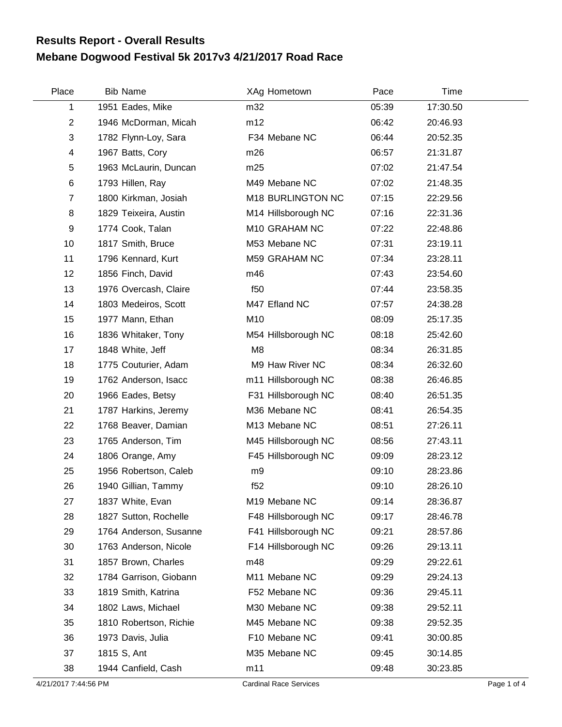# Results Report - Overall Results
# Mebane Dogwood Festival 5k 2017v3 4/21/2017 Road Race

| Place | Bib | Name | XAg | Hometown | Pace | Time |
|---|---|---|---|---|---|---|
| 1 | 1951 | Eades, Mike | m32 | | 05:39 | 17:30.50 |
| 2 | 1946 | McDorman, Micah | m12 | | 06:42 | 20:46.93 |
| 3 | 1782 | Flynn-Loy, Sara | F34 | Mebane NC | 06:44 | 20:52.35 |
| 4 | 1967 | Batts, Cory | m26 | | 06:57 | 21:31.87 |
| 5 | 1963 | McLaurin, Duncan | m25 | | 07:02 | 21:47.54 |
| 6 | 1793 | Hillen, Ray | M49 | Mebane NC | 07:02 | 21:48.35 |
| 7 | 1800 | Kirkman, Josiah | M18 | BURLINGTON NC | 07:15 | 22:29.56 |
| 8 | 1829 | Teixeira, Austin | M14 | Hillsborough NC | 07:16 | 22:31.36 |
| 9 | 1774 | Cook, Talan | M10 | GRAHAM NC | 07:22 | 22:48.86 |
| 10 | 1817 | Smith, Bruce | M53 | Mebane NC | 07:31 | 23:19.11 |
| 11 | 1796 | Kennard, Kurt | M59 | GRAHAM NC | 07:34 | 23:28.11 |
| 12 | 1856 | Finch, David | m46 | | 07:43 | 23:54.60 |
| 13 | 1976 | Overcash, Claire | f50 | | 07:44 | 23:58.35 |
| 14 | 1803 | Medeiros, Scott | M47 | Efland NC | 07:57 | 24:38.28 |
| 15 | 1977 | Mann, Ethan | M10 | | 08:09 | 25:17.35 |
| 16 | 1836 | Whitaker, Tony | M54 | Hillsborough NC | 08:18 | 25:42.60 |
| 17 | 1848 | White, Jeff | M8 | | 08:34 | 26:31.85 |
| 18 | 1775 | Couturier, Adam | M9 | Haw River NC | 08:34 | 26:32.60 |
| 19 | 1762 | Anderson, Isacc | m11 | Hillsborough NC | 08:38 | 26:46.85 |
| 20 | 1966 | Eades, Betsy | F31 | Hillsborough NC | 08:40 | 26:51.35 |
| 21 | 1787 | Harkins, Jeremy | M36 | Mebane NC | 08:41 | 26:54.35 |
| 22 | 1768 | Beaver, Damian | M13 | Mebane NC | 08:51 | 27:26.11 |
| 23 | 1765 | Anderson, Tim | M45 | Hillsborough NC | 08:56 | 27:43.11 |
| 24 | 1806 | Orange, Amy | F45 | Hillsborough NC | 09:09 | 28:23.12 |
| 25 | 1956 | Robertson, Caleb | m9 | | 09:10 | 28:23.86 |
| 26 | 1940 | Gillian, Tammy | f52 | | 09:10 | 28:26.10 |
| 27 | 1837 | White, Evan | M19 | Mebane NC | 09:14 | 28:36.87 |
| 28 | 1827 | Sutton, Rochelle | F48 | Hillsborough NC | 09:17 | 28:46.78 |
| 29 | 1764 | Anderson, Susanne | F41 | Hillsborough NC | 09:21 | 28:57.86 |
| 30 | 1763 | Anderson, Nicole | F14 | Hillsborough NC | 09:26 | 29:13.11 |
| 31 | 1857 | Brown, Charles | m48 | | 09:29 | 29:22.61 |
| 32 | 1784 | Garrison, Giobann | M11 | Mebane NC | 09:29 | 29:24.13 |
| 33 | 1819 | Smith, Katrina | F52 | Mebane NC | 09:36 | 29:45.11 |
| 34 | 1802 | Laws, Michael | M30 | Mebane NC | 09:38 | 29:52.11 |
| 35 | 1810 | Robertson, Richie | M45 | Mebane NC | 09:38 | 29:52.35 |
| 36 | 1973 | Davis, Julia | F10 | Mebane NC | 09:41 | 30:00.85 |
| 37 | 1815 | S, Ant | M35 | Mebane NC | 09:45 | 30:14.85 |
| 38 | 1944 | Canfield, Cash | m11 | | 09:48 | 30:23.85 |

4/21/2017 7:44:56 PM Cardinal Race Services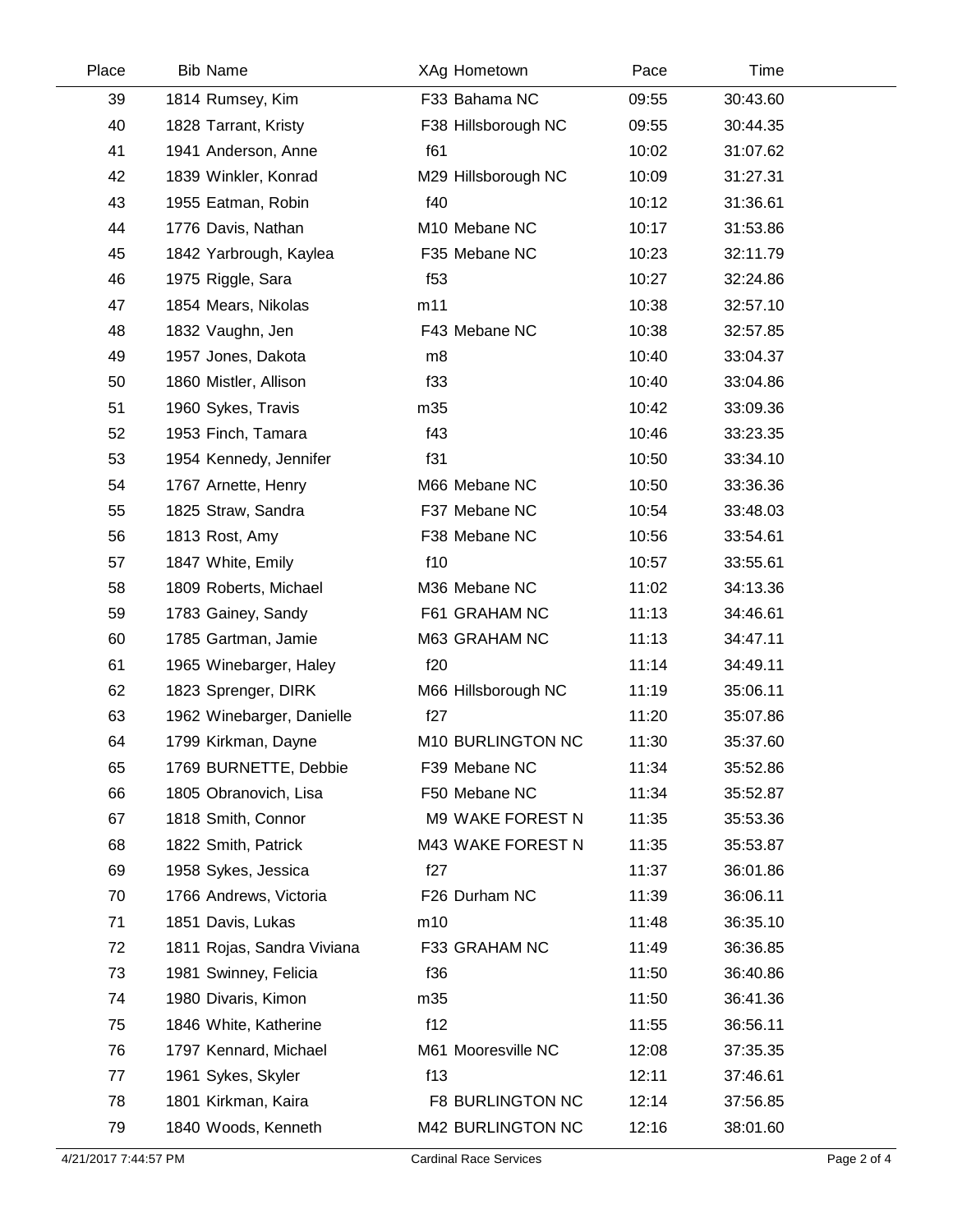| Place | Bib | Name | XAg | Hometown | Pace | Time |
|---|---|---|---|---|---|---|
| 39 | 1814 | Rumsey, Kim | F33 | Bahama NC | 09:55 | 30:43.60 |
| 40 | 1828 | Tarrant, Kristy | F38 | Hillsborough NC | 09:55 | 30:44.35 |
| 41 | 1941 | Anderson, Anne | f61 | | 10:02 | 31:07.62 |
| 42 | 1839 | Winkler, Konrad | M29 | Hillsborough NC | 10:09 | 31:27.31 |
| 43 | 1955 | Eatman, Robin | f40 | | 10:12 | 31:36.61 |
| 44 | 1776 | Davis, Nathan | M10 | Mebane NC | 10:17 | 31:53.86 |
| 45 | 1842 | Yarbrough, Kaylea | F35 | Mebane NC | 10:23 | 32:11.79 |
| 46 | 1975 | Riggle, Sara | f53 | | 10:27 | 32:24.86 |
| 47 | 1854 | Mears, Nikolas | m11 | | 10:38 | 32:57.10 |
| 48 | 1832 | Vaughn, Jen | F43 | Mebane NC | 10:38 | 32:57.85 |
| 49 | 1957 | Jones, Dakota | m8 | | 10:40 | 33:04.37 |
| 50 | 1860 | Mistler, Allison | f33 | | 10:40 | 33:04.86 |
| 51 | 1960 | Sykes, Travis | m35 | | 10:42 | 33:09.36 |
| 52 | 1953 | Finch, Tamara | f43 | | 10:46 | 33:23.35 |
| 53 | 1954 | Kennedy, Jennifer | f31 | | 10:50 | 33:34.10 |
| 54 | 1767 | Arnette, Henry | M66 | Mebane NC | 10:50 | 33:36.36 |
| 55 | 1825 | Straw, Sandra | F37 | Mebane NC | 10:54 | 33:48.03 |
| 56 | 1813 | Rost, Amy | F38 | Mebane NC | 10:56 | 33:54.61 |
| 57 | 1847 | White, Emily | f10 | | 10:57 | 33:55.61 |
| 58 | 1809 | Roberts, Michael | M36 | Mebane NC | 11:02 | 34:13.36 |
| 59 | 1783 | Gainey, Sandy | F61 | GRAHAM NC | 11:13 | 34:46.61 |
| 60 | 1785 | Gartman, Jamie | M63 | GRAHAM NC | 11:13 | 34:47.11 |
| 61 | 1965 | Winebarger, Haley | f20 | | 11:14 | 34:49.11 |
| 62 | 1823 | Sprenger, DIRK | M66 | Hillsborough NC | 11:19 | 35:06.11 |
| 63 | 1962 | Winebarger, Danielle | f27 | | 11:20 | 35:07.86 |
| 64 | 1799 | Kirkman, Dayne | M10 | BURLINGTON NC | 11:30 | 35:37.60 |
| 65 | 1769 | BURNETTE, Debbie | F39 | Mebane NC | 11:34 | 35:52.86 |
| 66 | 1805 | Obranovich, Lisa | F50 | Mebane NC | 11:34 | 35:52.87 |
| 67 | 1818 | Smith, Connor | M9 | WAKE FOREST N | 11:35 | 35:53.36 |
| 68 | 1822 | Smith, Patrick | M43 | WAKE FOREST N | 11:35 | 35:53.87 |
| 69 | 1958 | Sykes, Jessica | f27 | | 11:37 | 36:01.86 |
| 70 | 1766 | Andrews, Victoria | F26 | Durham NC | 11:39 | 36:06.11 |
| 71 | 1851 | Davis, Lukas | m10 | | 11:48 | 36:35.10 |
| 72 | 1811 | Rojas, Sandra Viviana | F33 | GRAHAM NC | 11:49 | 36:36.85 |
| 73 | 1981 | Swinney, Felicia | f36 | | 11:50 | 36:40.86 |
| 74 | 1980 | Divaris, Kimon | m35 | | 11:50 | 36:41.36 |
| 75 | 1846 | White, Katherine | f12 | | 11:55 | 36:56.11 |
| 76 | 1797 | Kennard, Michael | M61 | Mooresville NC | 12:08 | 37:35.35 |
| 77 | 1961 | Sykes, Skyler | f13 | | 12:11 | 37:46.61 |
| 78 | 1801 | Kirkman, Kaira | F8 | BURLINGTON NC | 12:14 | 37:56.85 |
| 79 | 1840 | Woods, Kenneth | M42 | BURLINGTON NC | 12:16 | 38:01.60 |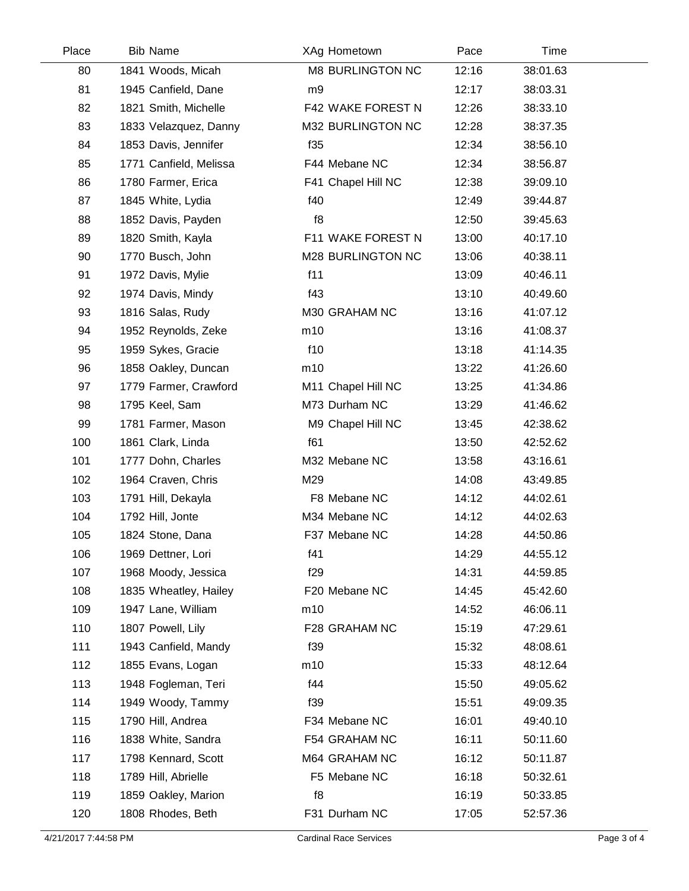| Place | Bib | Name | XAg | Hometown | Pace | Time |
|---|---|---|---|---|---|---|
| 80 | 1841 | Woods, Micah | M8 | BURLINGTON NC | 12:16 | 38:01.63 |
| 81 | 1945 | Canfield, Dane | m9 | | 12:17 | 38:03.31 |
| 82 | 1821 | Smith, Michelle | F42 | WAKE FOREST N | 12:26 | 38:33.10 |
| 83 | 1833 | Velazquez, Danny | M32 | BURLINGTON NC | 12:28 | 38:37.35 |
| 84 | 1853 | Davis, Jennifer | f35 | | 12:34 | 38:56.10 |
| 85 | 1771 | Canfield, Melissa | F44 | Mebane NC | 12:34 | 38:56.87 |
| 86 | 1780 | Farmer, Erica | F41 | Chapel Hill NC | 12:38 | 39:09.10 |
| 87 | 1845 | White, Lydia | f40 | | 12:49 | 39:44.87 |
| 88 | 1852 | Davis, Payden | f8 | | 12:50 | 39:45.63 |
| 89 | 1820 | Smith, Kayla | F11 | WAKE FOREST N | 13:00 | 40:17.10 |
| 90 | 1770 | Busch, John | M28 | BURLINGTON NC | 13:06 | 40:38.11 |
| 91 | 1972 | Davis, Mylie | f11 | | 13:09 | 40:46.11 |
| 92 | 1974 | Davis, Mindy | f43 | | 13:10 | 40:49.60 |
| 93 | 1816 | Salas, Rudy | M30 | GRAHAM NC | 13:16 | 41:07.12 |
| 94 | 1952 | Reynolds, Zeke | m10 | | 13:16 | 41:08.37 |
| 95 | 1959 | Sykes, Gracie | f10 | | 13:18 | 41:14.35 |
| 96 | 1858 | Oakley, Duncan | m10 | | 13:22 | 41:26.60 |
| 97 | 1779 | Farmer, Crawford | M11 | Chapel Hill NC | 13:25 | 41:34.86 |
| 98 | 1795 | Keel, Sam | M73 | Durham NC | 13:29 | 41:46.62 |
| 99 | 1781 | Farmer, Mason | M9 | Chapel Hill NC | 13:45 | 42:38.62 |
| 100 | 1861 | Clark, Linda | f61 | | 13:50 | 42:52.62 |
| 101 | 1777 | Dohn, Charles | M32 | Mebane NC | 13:58 | 43:16.61 |
| 102 | 1964 | Craven, Chris | M29 | | 14:08 | 43:49.85 |
| 103 | 1791 | Hill, Dekayla | F8 | Mebane NC | 14:12 | 44:02.61 |
| 104 | 1792 | Hill, Jonte | M34 | Mebane NC | 14:12 | 44:02.63 |
| 105 | 1824 | Stone, Dana | F37 | Mebane NC | 14:28 | 44:50.86 |
| 106 | 1969 | Dettner, Lori | f41 | | 14:29 | 44:55.12 |
| 107 | 1968 | Moody, Jessica | f29 | | 14:31 | 44:59.85 |
| 108 | 1835 | Wheatley, Hailey | F20 | Mebane NC | 14:45 | 45:42.60 |
| 109 | 1947 | Lane, William | m10 | | 14:52 | 46:06.11 |
| 110 | 1807 | Powell, Lily | F28 | GRAHAM NC | 15:19 | 47:29.61 |
| 111 | 1943 | Canfield, Mandy | f39 | | 15:32 | 48:08.61 |
| 112 | 1855 | Evans, Logan | m10 | | 15:33 | 48:12.64 |
| 113 | 1948 | Fogleman, Teri | f44 | | 15:50 | 49:05.62 |
| 114 | 1949 | Woody, Tammy | f39 | | 15:51 | 49:09.35 |
| 115 | 1790 | Hill, Andrea | F34 | Mebane NC | 16:01 | 49:40.10 |
| 116 | 1838 | White, Sandra | F54 | GRAHAM NC | 16:11 | 50:11.60 |
| 117 | 1798 | Kennard, Scott | M64 | GRAHAM NC | 16:12 | 50:11.87 |
| 118 | 1789 | Hill, Abrielle | F5 | Mebane NC | 16:18 | 50:32.61 |
| 119 | 1859 | Oakley, Marion | f8 | | 16:19 | 50:33.85 |
| 120 | 1808 | Rhodes, Beth | F31 | Durham NC | 17:05 | 52:57.36 |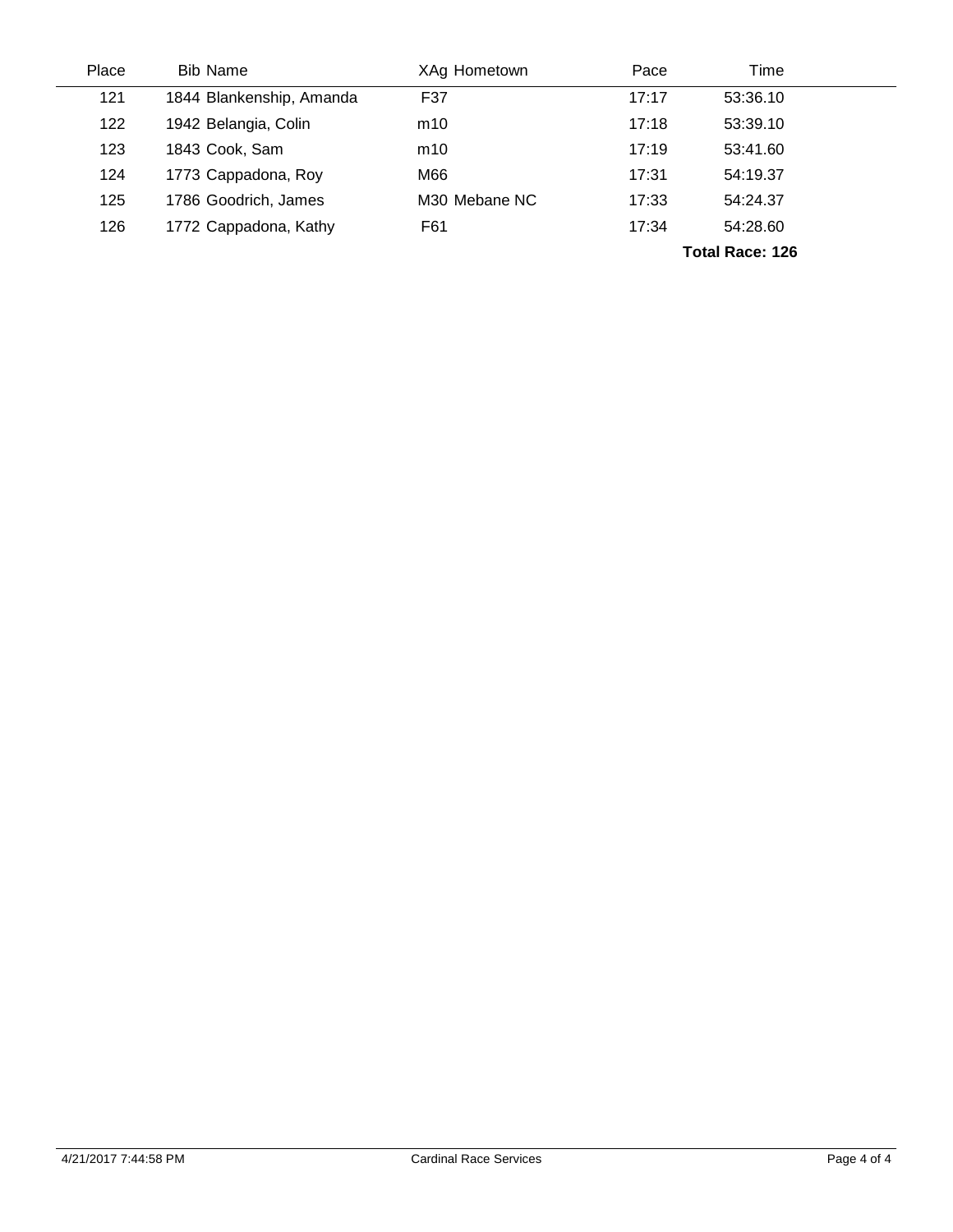| Place | Bib | Name | XAg | Hometown | Pace | Time |
|---|---|---|---|---|---|---|
| 121 | 1844 | Blankenship, Amanda | F37 | | 17:17 | 53:36.10 |
| 122 | 1942 | Belangia, Colin | m10 | | 17:18 | 53:39.10 |
| 123 | 1843 | Cook, Sam | m10 | | 17:19 | 53:41.60 |
| 124 | 1773 | Cappadona, Roy | M66 | | 17:31 | 54:19.37 |
| 125 | 1786 | Goodrich, James | M30 | Mebane NC | 17:33 | 54:24.37 |
| 126 | 1772 | Cappadona, Kathy | F61 | | 17:34 | 54:28.60 |

**Total Race: 126**

4/21/2017 7:44:58 PM Cardinal Race Services